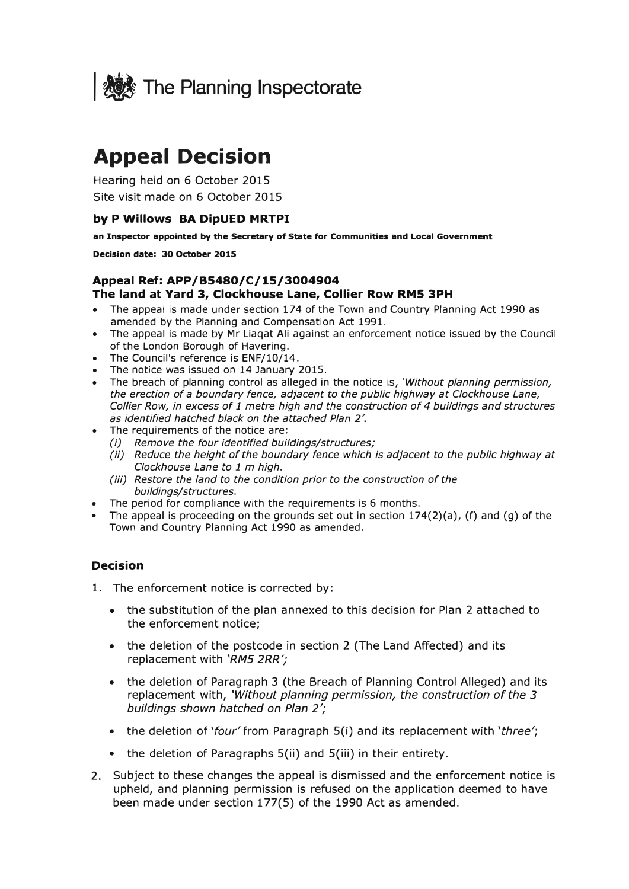The Planning Inspectorate

# Appeal Decision

Hearing held on 6 October 2015

Site visit made on 6 October 2015

**by P Willows BA DipUED MRTPI**

**an Inspector appointed by the Secretary of State for Communities and Local Government**

**Decision date: 30 October 2015**

## Appeal Ref: APP/B5480/C/15/3004904
## The land at Yard 3, Clockhouse Lane, Collier Row RM5 3PH

- The appeal is made under section 174 of the Town and Country Planning Act 1990 as amended by the Planning and Compensation Act 1991.
- The appeal is made by Mr Liaqat Ali against an enforcement notice issued by the Council of the London Borough of Havering.
- The Council's reference is ENF/10/14.
- The notice was issued on 14 January 2015.
- The breach of planning control as alleged in the notice is, *'Without planning permission, the erection of a boundary fence, adjacent to the public highway at Clockhouse Lane, Collier Row, in excess of 1 metre high and the construction of 4 buildings and structures as identified hatched black on the attached Plan 2'.*
- The requirements of the notice are:
  - *(i) Remove the four identified buildings/structures;*
  - *(ii) Reduce the height of the boundary fence which is adjacent to the public highway at Clockhouse Lane to 1 m high.*
  - *(iii) Restore the land to the condition prior to the construction of the buildings/structures.*
- The period for compliance with the requirements is 6 months.
- The appeal is proceeding on the grounds set out in section 174(2)(a), (f) and (g) of the Town and Country Planning Act 1990 as amended.

### Decision

1. The enforcement notice is corrected by:
   - the substitution of the plan annexed to this decision for Plan 2 attached to the enforcement notice;
   - the deletion of the postcode in section 2 (The Land Affected) and its replacement with *'RM5 2RR';*
   - the deletion of Paragraph 3 (the Breach of Planning Control Alleged) and its replacement with, *'Without planning permission, the construction of the 3 buildings shown hatched on Plan 2';*
   - the deletion of *'four'* from Paragraph 5(i) and its replacement with *'three'*;
   - the deletion of Paragraphs 5(ii) and 5(iii) in their entirety.
2. Subject to these changes the appeal is dismissed and the enforcement notice is upheld, and planning permission is refused on the application deemed to have been made under section 177(5) of the 1990 Act as amended.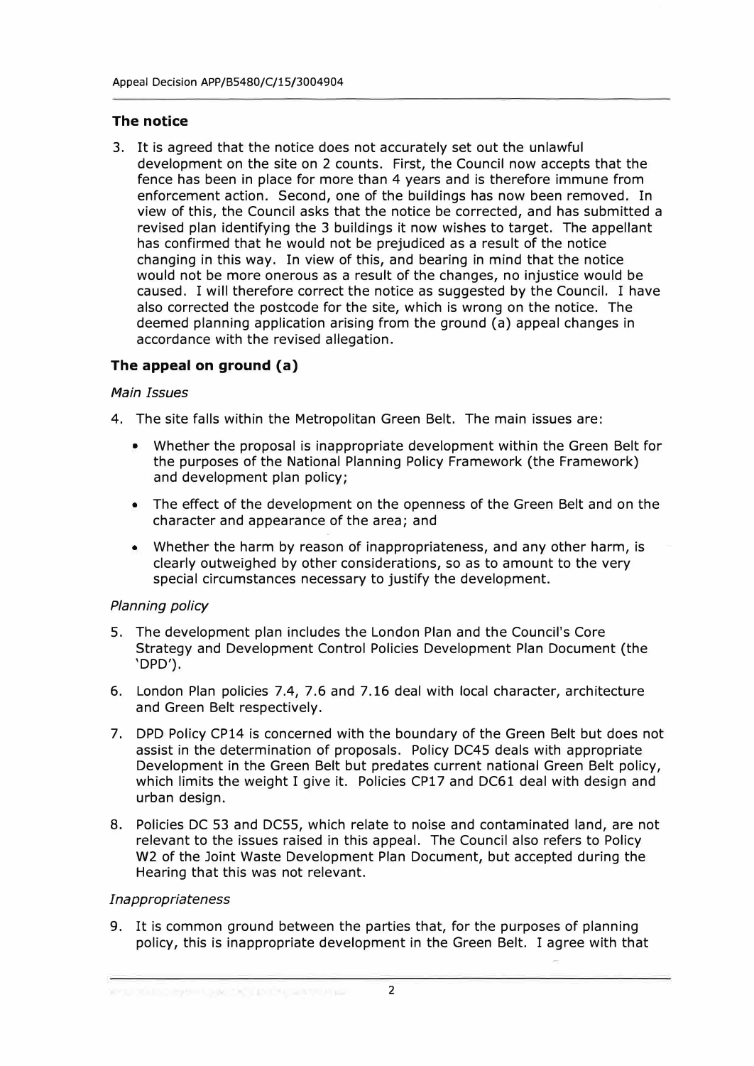### The notice

3. It is agreed that the notice does not accurately set out the unlawful development on the site on 2 counts. First, the Council now accepts that the fence has been in place for more than 4 years and is therefore immune from enforcement action. Second, one of the buildings has now been removed. In view of this, the Council asks that the notice be corrected, and has submitted a revised plan identifying the 3 buildings it now wishes to target. The appellant has confirmed that he would not be prejudiced as a result of the notice changing in this way. In view of this, and bearing in mind that the notice would not be more onerous as a result of the changes, no injustice would be caused. I will therefore correct the notice as suggested by the Council. I have also corrected the postcode for the site, which is wrong on the notice. The deemed planning application arising from the ground (a) appeal changes in accordance with the revised allegation.

### The appeal on ground (a)

*Main Issues*

4. The site falls within the Metropolitan Green Belt. The main issues are:

   - Whether the proposal is inappropriate development within the Green Belt for the purposes of the National Planning Policy Framework (the Framework) and development plan policy;
   - The effect of the development on the openness of the Green Belt and on the character and appearance of the area; and
   - Whether the harm by reason of inappropriateness, and any other harm, is clearly outweighed by other considerations, so as to amount to the very special circumstances necessary to justify the development.

*Planning policy*

5. The development plan includes the London Plan and the Council's Core Strategy and Development Control Policies Development Plan Document (the 'DPD').

6. London Plan policies 7.4, 7.6 and 7.16 deal with local character, architecture and Green Belt respectively.

7. DPD Policy CP14 is concerned with the boundary of the Green Belt but does not assist in the determination of proposals. Policy DC45 deals with appropriate Development in the Green Belt but predates current national Green Belt policy, which limits the weight I give it. Policies CP17 and DC61 deal with design and urban design.

8. Policies DC 53 and DC55, which relate to noise and contaminated land, are not relevant to the issues raised in this appeal. The Council also refers to Policy W2 of the Joint Waste Development Plan Document, but accepted during the Hearing that this was not relevant.

*Inappropriateness*

9. It is common ground between the parties that, for the purposes of planning policy, this is inappropriate development in the Green Belt. I agree with that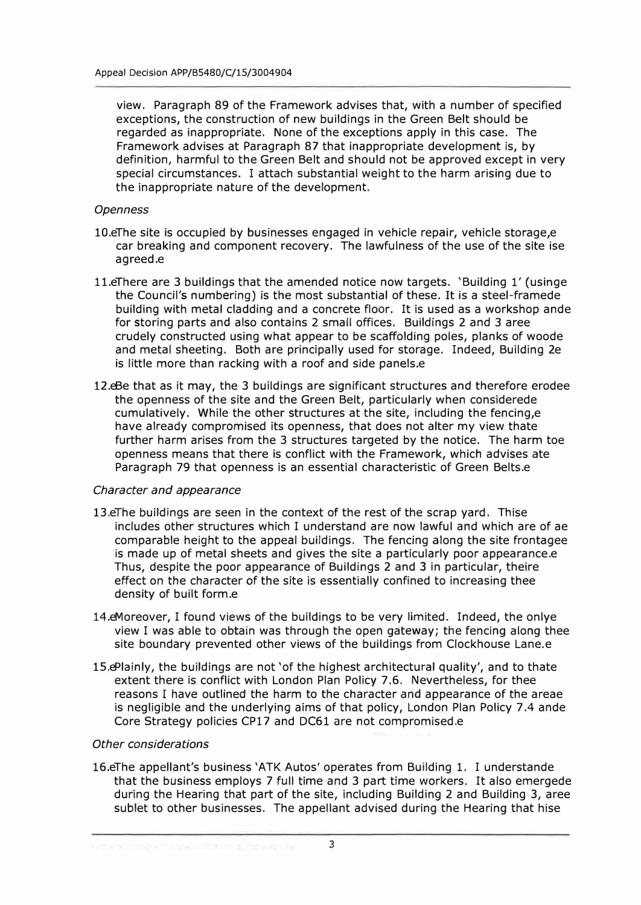view. Paragraph 89 of the Framework advises that, with a number of specified exceptions, the construction of new buildings in the Green Belt should be regarded as inappropriate. None of the exceptions apply in this case. The Framework advises at Paragraph 87 that inappropriate development is, by definition, harmful to the Green Belt and should not be approved except in very special circumstances. I attach substantial weight to the harm arising due to the inappropriate nature of the development.

*Openness*

10. The site is occupied by businesses engaged in vehicle repair, vehicle storage, car breaking and component recovery. The lawfulness of the use of the site is agreed.

11. There are 3 buildings that the amended notice now targets. 'Building 1' (using the Council's numbering) is the most substantial of these. It is a steel-framed building with metal cladding and a concrete floor. It is used as a workshop and for storing parts and also contains 2 small offices. Buildings 2 and 3 are crudely constructed using what appear to be scaffolding poles, planks of wood and metal sheeting. Both are principally used for storage. Indeed, Building 2 is little more than racking with a roof and side panels.

12. Be that as it may, the 3 buildings are significant structures and therefore erode the openness of the site and the Green Belt, particularly when considered cumulatively. While the other structures at the site, including the fencing, have already compromised its openness, that does not alter my view that further harm arises from the 3 structures targeted by the notice. The harm to openness means that there is conflict with the Framework, which advises at Paragraph 79 that openness is an essential characteristic of Green Belts.

*Character and appearance*

13. The buildings are seen in the context of the rest of the scrap yard. This includes other structures which I understand are now lawful and which are of a comparable height to the appeal buildings. The fencing along the site frontage is made up of metal sheets and gives the site a particularly poor appearance. Thus, despite the poor appearance of Buildings 2 and 3 in particular, their effect on the character of the site is essentially confined to increasing the density of built form.

14. Moreover, I found views of the buildings to be very limited. Indeed, the only view I was able to obtain was through the open gateway; the fencing along the site boundary prevented other views of the buildings from Clockhouse Lane.

15. Plainly, the buildings are not 'of the highest architectural quality', and to that extent there is conflict with London Plan Policy 7.6. Nevertheless, for the reasons I have outlined the harm to the character and appearance of the area is negligible and the underlying aims of that policy, London Plan Policy 7.4 and Core Strategy policies CP17 and DC61 are not compromised.

*Other considerations*

16. The appellant's business 'ATK Autos' operates from Building 1. I understand that the business employs 7 full time and 3 part time workers. It also emerged during the Hearing that part of the site, including Building 2 and Building 3, are sublet to other businesses. The appellant advised during the Hearing that his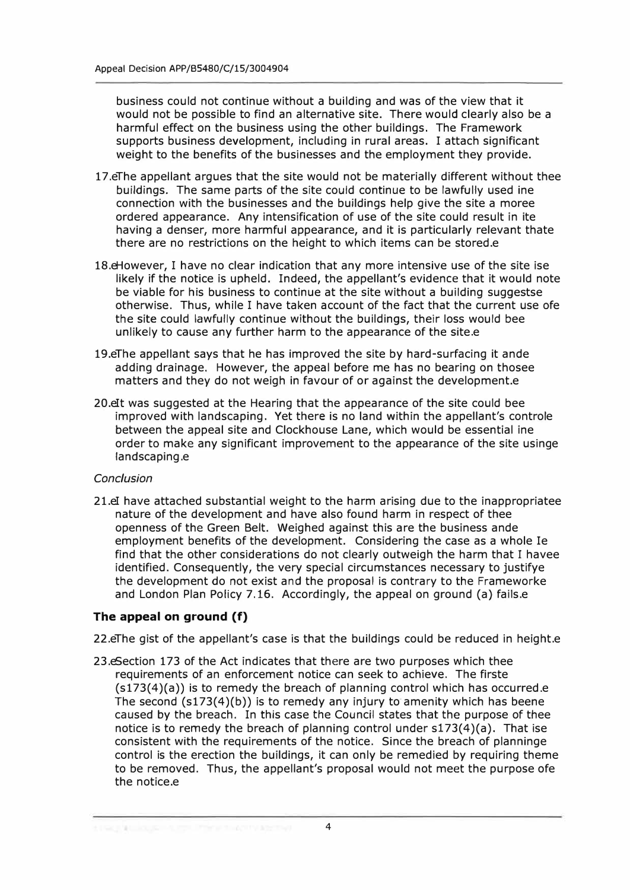business could not continue without a building and was of the view that it would not be possible to find an alternative site. There would clearly also be a harmful effect on the business using the other buildings. The Framework supports business development, including in rural areas. I attach significant weight to the benefits of the businesses and the employment they provide.

17. The appellant argues that the site would not be materially different without the buildings. The same parts of the site could continue to be lawfully used in connection with the businesses and the buildings help give the site a more ordered appearance. Any intensification of use of the site could result in it having a denser, more harmful appearance, and it is particularly relevant that there are no restrictions on the height to which items can be stored.

18. However, I have no clear indication that any more intensive use of the site is likely if the notice is upheld. Indeed, the appellant's evidence that it would not be viable for his business to continue at the site without a building suggests otherwise. Thus, while I have taken account of the fact that the current use of the site could lawfully continue without the buildings, their loss would be unlikely to cause any further harm to the appearance of the site.

19. The appellant says that he has improved the site by hard-surfacing it and adding drainage. However, the appeal before me has no bearing on those matters and they do not weigh in favour of or against the development.

20. It was suggested at the Hearing that the appearance of the site could be improved with landscaping. Yet there is no land within the appellant's control between the appeal site and Clockhouse Lane, which would be essential in order to make any significant improvement to the appearance of the site using landscaping.

*Conclusion*

21. I have attached substantial weight to the harm arising due to the inappropriate nature of the development and have also found harm in respect of the openness of the Green Belt. Weighed against this are the business and employment benefits of the development. Considering the case as a whole I find that the other considerations do not clearly outweigh the harm that I have identified. Consequently, the very special circumstances necessary to justify the development do not exist and the proposal is contrary to the Framework and London Plan Policy 7.16. Accordingly, the appeal on ground (a) fails.

### The appeal on ground (f)

22. The gist of the appellant's case is that the buildings could be reduced in height.

23. Section 173 of the Act indicates that there are two purposes which the requirements of an enforcement notice can seek to achieve. The first (s173(4)(a)) is to remedy the breach of planning control which has occurred. The second (s173(4)(b)) is to remedy any injury to amenity which has been caused by the breach. In this case the Council states that the purpose of the notice is to remedy the breach of planning control under s173(4)(a). That is consistent with the requirements of the notice. Since the breach of planning control is the erection the buildings, it can only be remedied by requiring them to be removed. Thus, the appellant's proposal would not meet the purpose of the notice.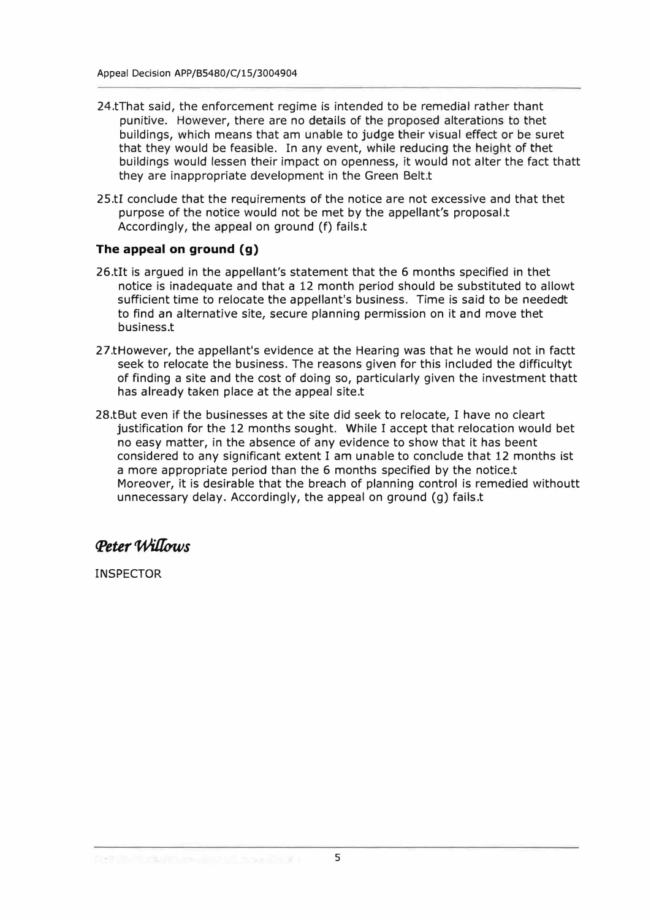24. That said, the enforcement regime is intended to be remedial rather than punitive. However, there are no details of the proposed alterations to the buildings, which means that am unable to judge their visual effect or be sure that they would be feasible. In any event, while reducing the height of the buildings would lessen their impact on openness, it would not alter the fact that they are inappropriate development in the Green Belt.

25. I conclude that the requirements of the notice are not excessive and that the purpose of the notice would not be met by the appellant's proposal. Accordingly, the appeal on ground (f) fails.

### The appeal on ground (g)

26. It is argued in the appellant's statement that the 6 months specified in the notice is inadequate and that a 12 month period should be substituted to allow sufficient time to relocate the appellant's business. Time is said to be needed to find an alternative site, secure planning permission on it and move the business.

27. However, the appellant's evidence at the Hearing was that he would not in fact seek to relocate the business. The reasons given for this included the difficulty of finding a site and the cost of doing so, particularly given the investment that has already taken place at the appeal site.

28. But even if the businesses at the site did seek to relocate, I have no clear justification for the 12 months sought. While I accept that relocation would be no easy matter, in the absence of any evidence to show that it has been considered to any significant extent I am unable to conclude that 12 months is a more appropriate period than the 6 months specified by the notice. Moreover, it is desirable that the breach of planning control is remedied without unnecessary delay. Accordingly, the appeal on ground (g) fails.

*Peter Willows*

INSPECTOR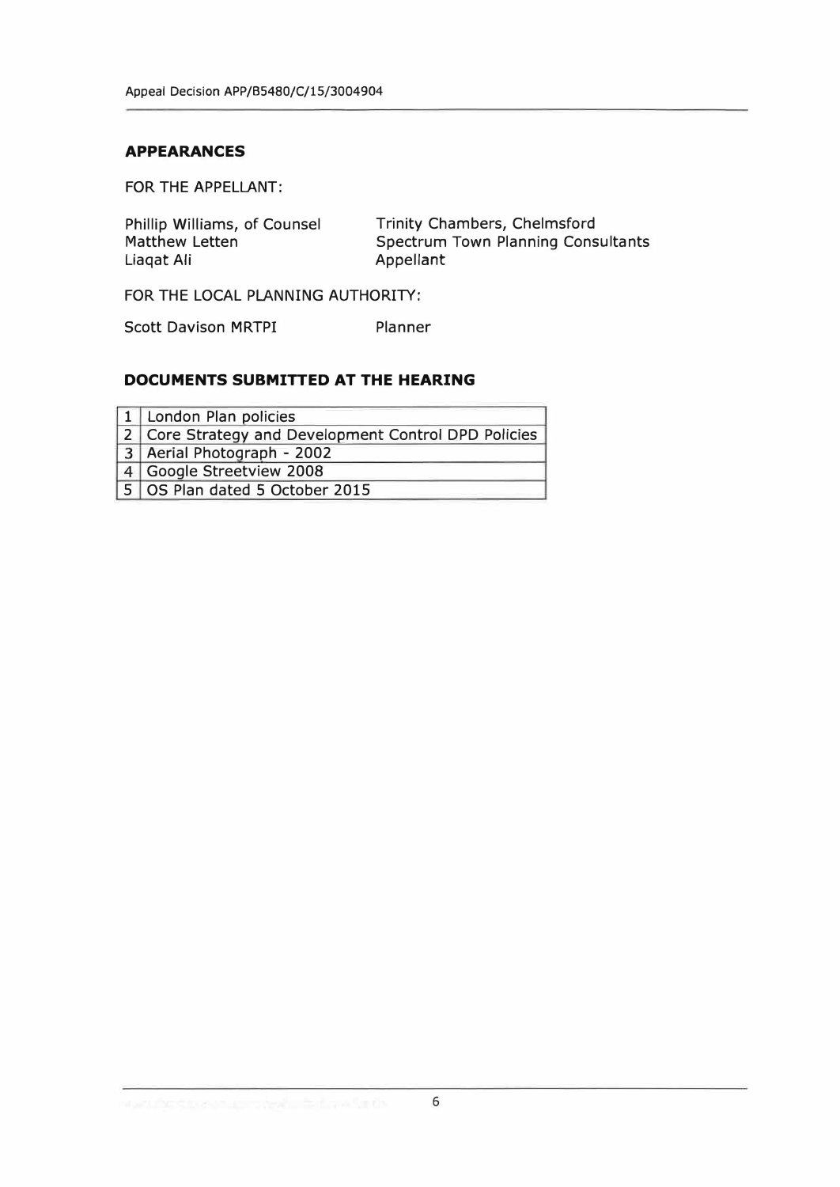## APPEARANCES

FOR THE APPELLANT:

| | |
|---|---|
| Phillip Williams, of Counsel | Trinity Chambers, Chelmsford |
| Matthew Letten | Spectrum Town Planning Consultants |
| Liaqat Ali | Appellant |

FOR THE LOCAL PLANNING AUTHORITY:

| | |
|---|---|
| Scott Davison MRTPI | Planner |

## DOCUMENTS SUBMITTED AT THE HEARING

| | |
|---|---|
| 1 | London Plan policies |
| 2 | Core Strategy and Development Control DPD Policies |
| 3 | Aerial Photograph - 2002 |
| 4 | Google Streetview 2008 |
| 5 | OS Plan dated 5 October 2015 |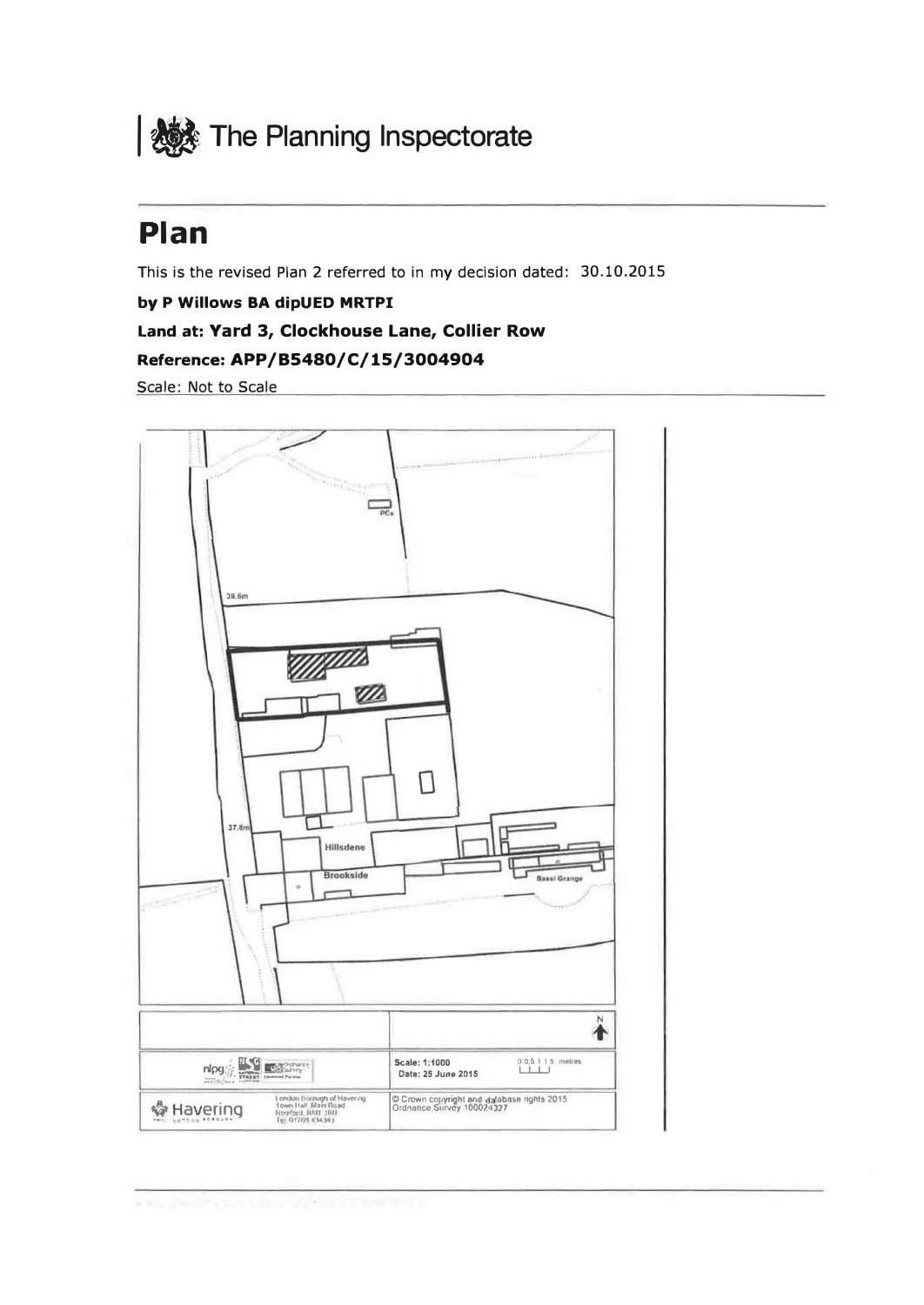# The Planning Inspectorate

## Plan

This is the revised Plan 2 referred to in my decision dated: 30.10.2015

**by P Willows BA dipUED MRTPI**

**Land at: Yard 3, Clockhouse Lane, Collier Row**

**Reference: APP/B5480/C/15/3004904**

Scale: Not to Scale

PCs

39.6m

37.8m

Hillsdene

Brookside

Bassi Grange

N

Scale: 1:1000

Date: 25 June 2015

0 0.5 1 1.5 metres

Havering

London Borough of Havering
Town Hall, Main Road
Romford, RM1 3BD
Tel: 01708 434343

© Crown copyright and database rights 2015
Ordnance Survey 100024327